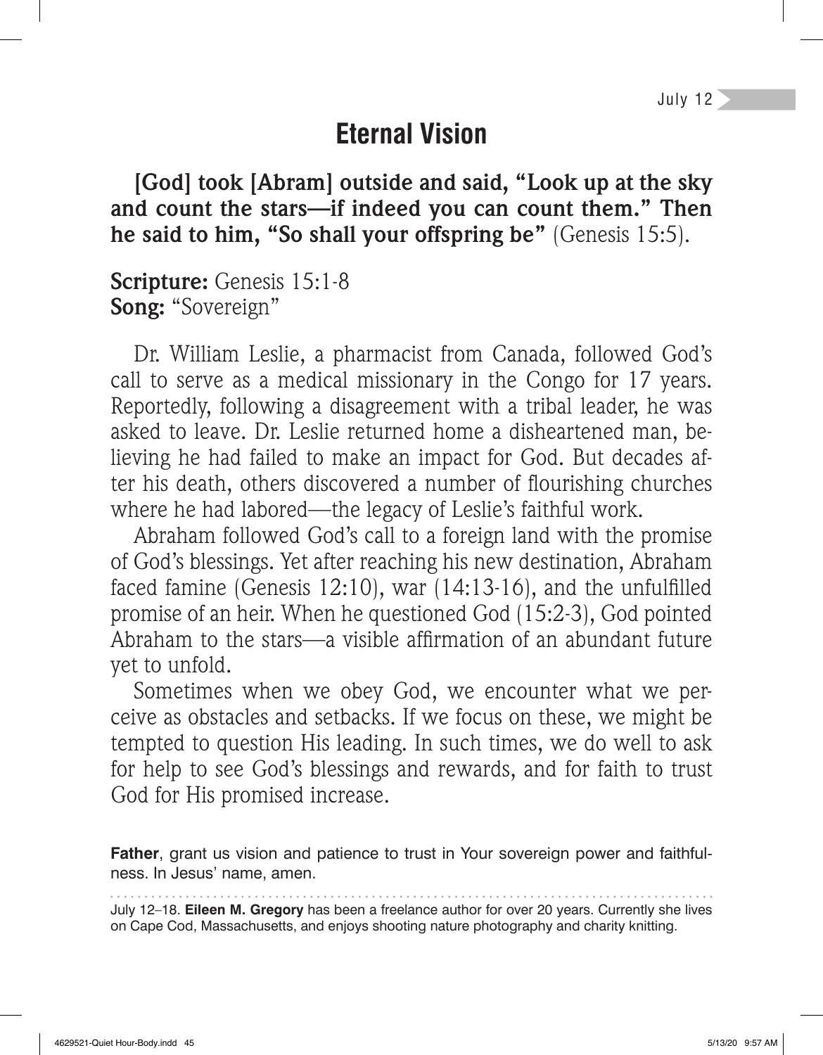July 12

# Eternal Vision

**[God] took [Abram] outside and said, "Look up at the sky and count the stars—if indeed you can count them." Then he said to him, "So shall your offspring be"** (Genesis 15:5).

**Scripture:** Genesis 15:1-8
**Song:** "Sovereign"

Dr. William Leslie, a pharmacist from Canada, followed God's call to serve as a medical missionary in the Congo for 17 years. Reportedly, following a disagreement with a tribal leader, he was asked to leave. Dr. Leslie returned home a disheartened man, believing he had failed to make an impact for God. But decades after his death, others discovered a number of flourishing churches where he had labored—the legacy of Leslie's faithful work.

Abraham followed God's call to a foreign land with the promise of God's blessings. Yet after reaching his new destination, Abraham faced famine (Genesis 12:10), war (14:13-16), and the unfulfilled promise of an heir. When he questioned God (15:2-3), God pointed Abraham to the stars—a visible affirmation of an abundant future yet to unfold.

Sometimes when we obey God, we encounter what we perceive as obstacles and setbacks. If we focus on these, we might be tempted to question His leading. In such times, we do well to ask for help to see God's blessings and rewards, and for faith to trust God for His promised increase.

**Father**, grant us vision and patience to trust in Your sovereign power and faithfulness. In Jesus' name, amen.

---

July 12–18. **Eileen M. Gregory** has been a freelance author for over 20 years. Currently she lives on Cape Cod, Massachusetts, and enjoys shooting nature photography and charity knitting.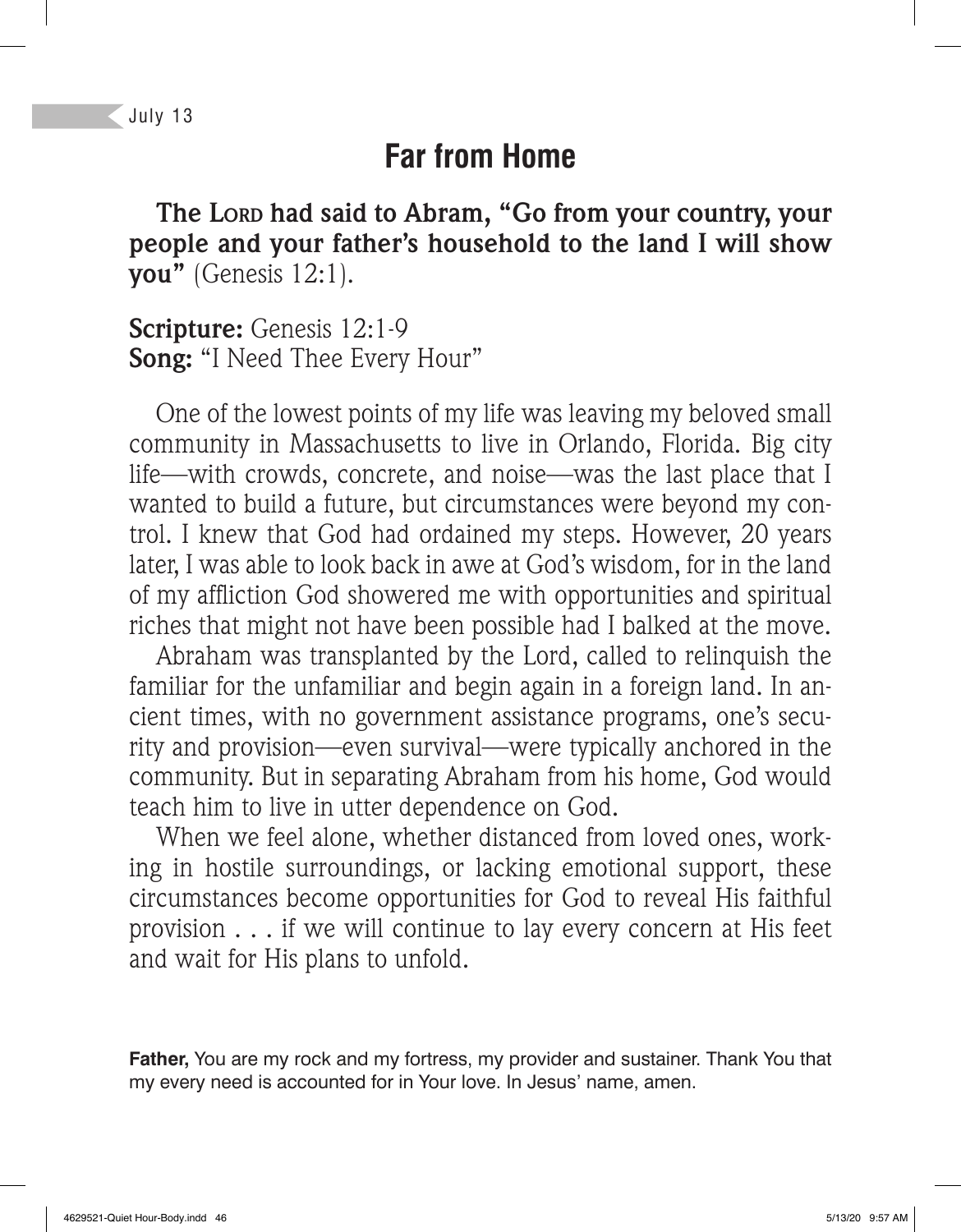July 13

# Far from Home

**The Lord had said to Abram, "Go from your country, your people and your father's household to the land I will show you"** (Genesis 12:1).

**Scripture:** Genesis 12:1-9
**Song:** "I Need Thee Every Hour"

One of the lowest points of my life was leaving my beloved small community in Massachusetts to live in Orlando, Florida. Big city life—with crowds, concrete, and noise—was the last place that I wanted to build a future, but circumstances were beyond my control. I knew that God had ordained my steps. However, 20 years later, I was able to look back in awe at God's wisdom, for in the land of my affliction God showered me with opportunities and spiritual riches that might not have been possible had I balked at the move.

Abraham was transplanted by the Lord, called to relinquish the familiar for the unfamiliar and begin again in a foreign land. In ancient times, with no government assistance programs, one's security and provision—even survival—were typically anchored in the community. But in separating Abraham from his home, God would teach him to live in utter dependence on God.

When we feel alone, whether distanced from loved ones, working in hostile surroundings, or lacking emotional support, these circumstances become opportunities for God to reveal His faithful provision . . . if we will continue to lay every concern at His feet and wait for His plans to unfold.

**Father,** You are my rock and my fortress, my provider and sustainer. Thank You that my every need is accounted for in Your love. In Jesus' name, amen.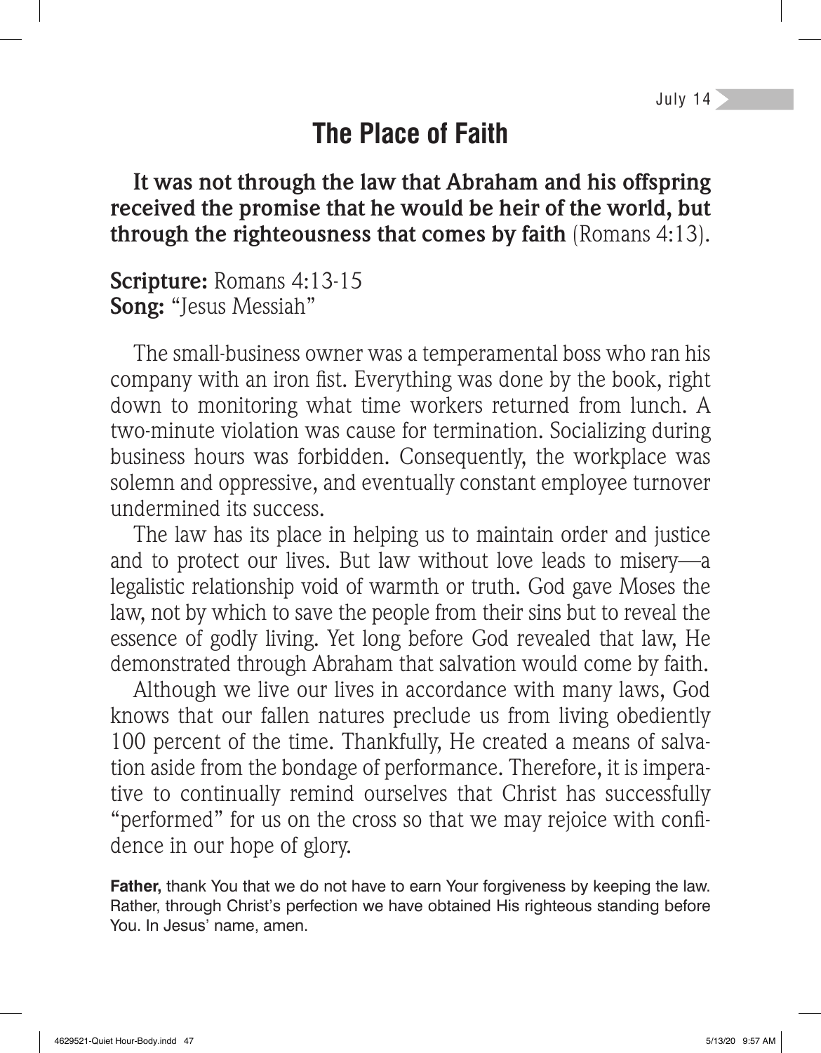July 14

# The Place of Faith

**It was not through the law that Abraham and his offspring received the promise that he would be heir of the world, but through the righteousness that comes by faith** (Romans 4:13).

**Scripture:** Romans 4:13-15
**Song:** "Jesus Messiah"

The small-business owner was a temperamental boss who ran his company with an iron fist. Everything was done by the book, right down to monitoring what time workers returned from lunch. A two-minute violation was cause for termination. Socializing during business hours was forbidden. Consequently, the workplace was solemn and oppressive, and eventually constant employee turnover undermined its success.

The law has its place in helping us to maintain order and justice and to protect our lives. But law without love leads to misery—a legalistic relationship void of warmth or truth. God gave Moses the law, not by which to save the people from their sins but to reveal the essence of godly living. Yet long before God revealed that law, He demonstrated through Abraham that salvation would come by faith.

Although we live our lives in accordance with many laws, God knows that our fallen natures preclude us from living obediently 100 percent of the time. Thankfully, He created a means of salvation aside from the bondage of performance. Therefore, it is imperative to continually remind ourselves that Christ has successfully "performed" for us on the cross so that we may rejoice with confidence in our hope of glory.

**Father,** thank You that we do not have to earn Your forgiveness by keeping the law. Rather, through Christ's perfection we have obtained His righteous standing before You. In Jesus' name, amen.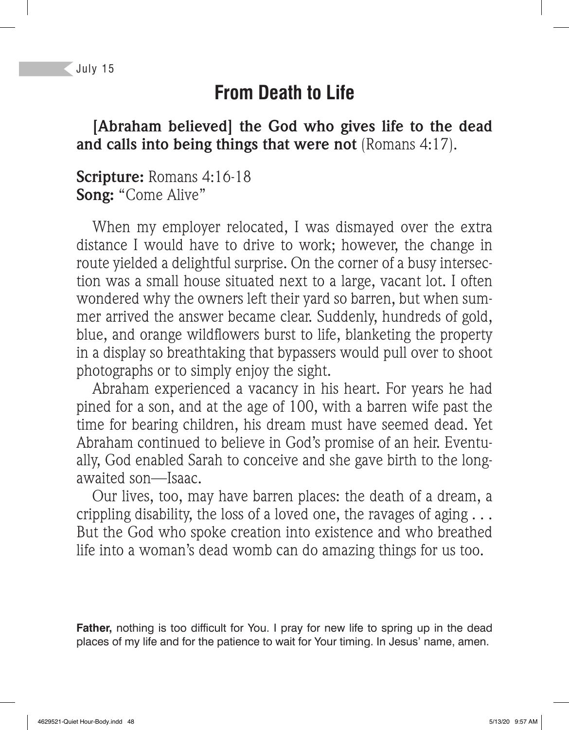July 15

# From Death to Life

**[Abraham believed] the God who gives life to the dead and calls into being things that were not** (Romans 4:17).

**Scripture:** Romans 4:16-18
**Song:** "Come Alive"

When my employer relocated, I was dismayed over the extra distance I would have to drive to work; however, the change in route yielded a delightful surprise. On the corner of a busy intersection was a small house situated next to a large, vacant lot. I often wondered why the owners left their yard so barren, but when summer arrived the answer became clear. Suddenly, hundreds of gold, blue, and orange wildflowers burst to life, blanketing the property in a display so breathtaking that bypassers would pull over to shoot photographs or to simply enjoy the sight.

Abraham experienced a vacancy in his heart. For years he had pined for a son, and at the age of 100, with a barren wife past the time for bearing children, his dream must have seemed dead. Yet Abraham continued to believe in God's promise of an heir. Eventually, God enabled Sarah to conceive and she gave birth to the long-awaited son—Isaac.

Our lives, too, may have barren places: the death of a dream, a crippling disability, the loss of a loved one, the ravages of aging . . . But the God who spoke creation into existence and who breathed life into a woman's dead womb can do amazing things for us too.

**Father,** nothing is too difficult for You. I pray for new life to spring up in the dead places of my life and for the patience to wait for Your timing. In Jesus' name, amen.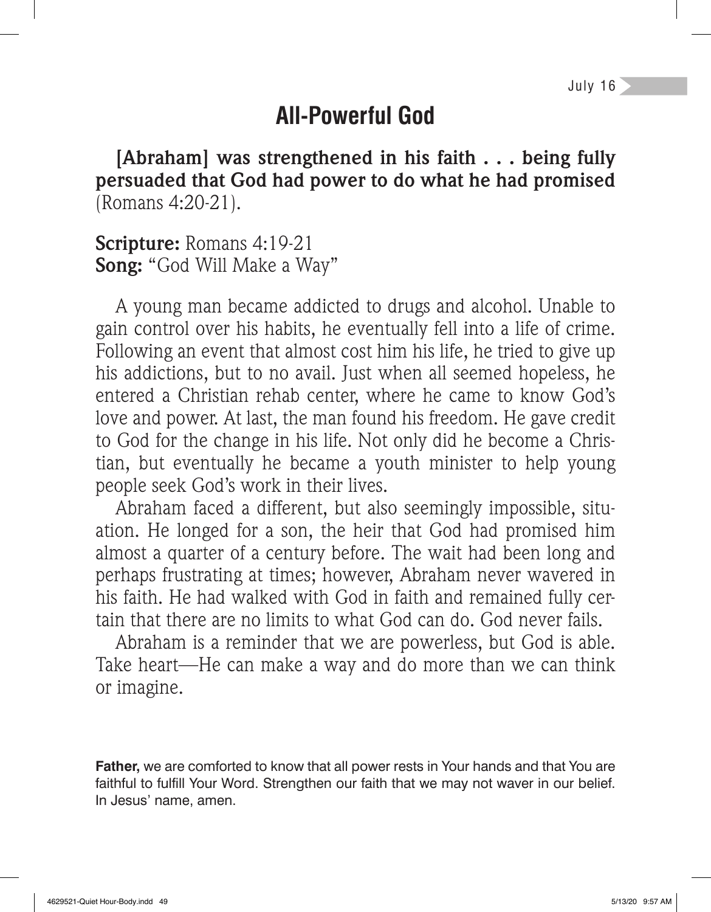July 16

# All-Powerful God

**[Abraham] was strengthened in his faith . . . being fully persuaded that God had power to do what he had promised** (Romans 4:20-21).

**Scripture:** Romans 4:19-21
**Song:** "God Will Make a Way"

A young man became addicted to drugs and alcohol. Unable to gain control over his habits, he eventually fell into a life of crime. Following an event that almost cost him his life, he tried to give up his addictions, but to no avail. Just when all seemed hopeless, he entered a Christian rehab center, where he came to know God's love and power. At last, the man found his freedom. He gave credit to God for the change in his life. Not only did he become a Christian, but eventually he became a youth minister to help young people seek God's work in their lives.

Abraham faced a different, but also seemingly impossible, situation. He longed for a son, the heir that God had promised him almost a quarter of a century before. The wait had been long and perhaps frustrating at times; however, Abraham never wavered in his faith. He had walked with God in faith and remained fully certain that there are no limits to what God can do. God never fails.

Abraham is a reminder that we are powerless, but God is able. Take heart—He can make a way and do more than we can think or imagine.

**Father,** we are comforted to know that all power rests in Your hands and that You are faithful to fulfill Your Word. Strengthen our faith that we may not waver in our belief. In Jesus' name, amen.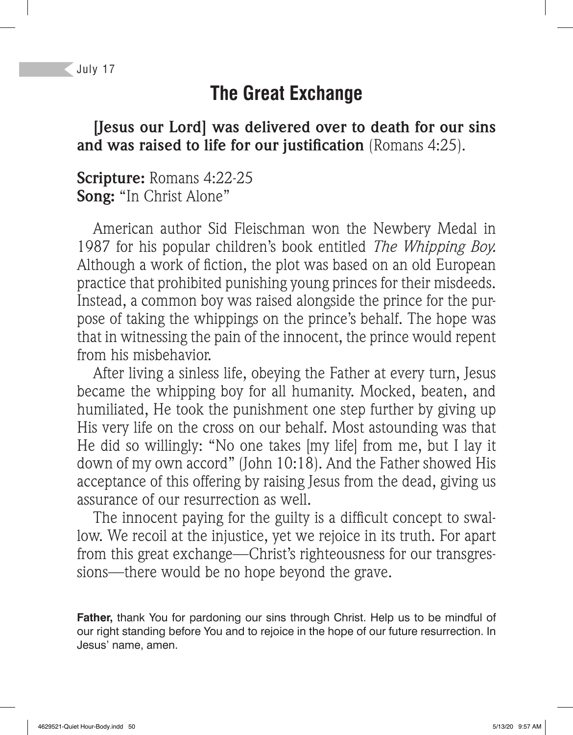July 17

# The Great Exchange

**[Jesus our Lord] was delivered over to death for our sins and was raised to life for our justification** (Romans 4:25).

**Scripture:** Romans 4:22-25
**Song:** "In Christ Alone"

American author Sid Fleischman won the Newbery Medal in 1987 for his popular children's book entitled *The Whipping Boy.* Although a work of fiction, the plot was based on an old European practice that prohibited punishing young princes for their misdeeds. Instead, a common boy was raised alongside the prince for the purpose of taking the whippings on the prince's behalf. The hope was that in witnessing the pain of the innocent, the prince would repent from his misbehavior.

After living a sinless life, obeying the Father at every turn, Jesus became the whipping boy for all humanity. Mocked, beaten, and humiliated, He took the punishment one step further by giving up His very life on the cross on our behalf. Most astounding was that He did so willingly: "No one takes [my life] from me, but I lay it down of my own accord" (John 10:18). And the Father showed His acceptance of this offering by raising Jesus from the dead, giving us assurance of our resurrection as well.

The innocent paying for the guilty is a difficult concept to swallow. We recoil at the injustice, yet we rejoice in its truth. For apart from this great exchange—Christ's righteousness for our transgressions—there would be no hope beyond the grave.

**Father,** thank You for pardoning our sins through Christ. Help us to be mindful of our right standing before You and to rejoice in the hope of our future resurrection. In Jesus' name, amen.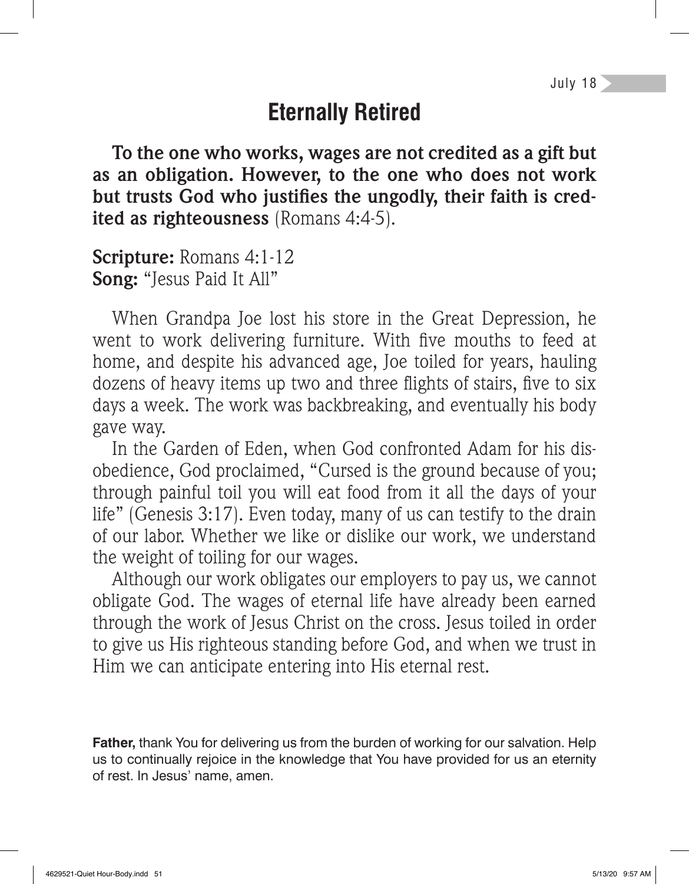July 18

# Eternally Retired

**To the one who works, wages are not credited as a gift but as an obligation. However, to the one who does not work but trusts God who justifies the ungodly, their faith is credited as righteousness** (Romans 4:4-5).

**Scripture:** Romans 4:1-12
**Song:** "Jesus Paid It All"

When Grandpa Joe lost his store in the Great Depression, he went to work delivering furniture. With five mouths to feed at home, and despite his advanced age, Joe toiled for years, hauling dozens of heavy items up two and three flights of stairs, five to six days a week. The work was backbreaking, and eventually his body gave way.

In the Garden of Eden, when God confronted Adam for his disobedience, God proclaimed, "Cursed is the ground because of you; through painful toil you will eat food from it all the days of your life" (Genesis 3:17). Even today, many of us can testify to the drain of our labor. Whether we like or dislike our work, we understand the weight of toiling for our wages.

Although our work obligates our employers to pay us, we cannot obligate God. The wages of eternal life have already been earned through the work of Jesus Christ on the cross. Jesus toiled in order to give us His righteous standing before God, and when we trust in Him we can anticipate entering into His eternal rest.

**Father,** thank You for delivering us from the burden of working for our salvation. Help us to continually rejoice in the knowledge that You have provided for us an eternity of rest. In Jesus' name, amen.